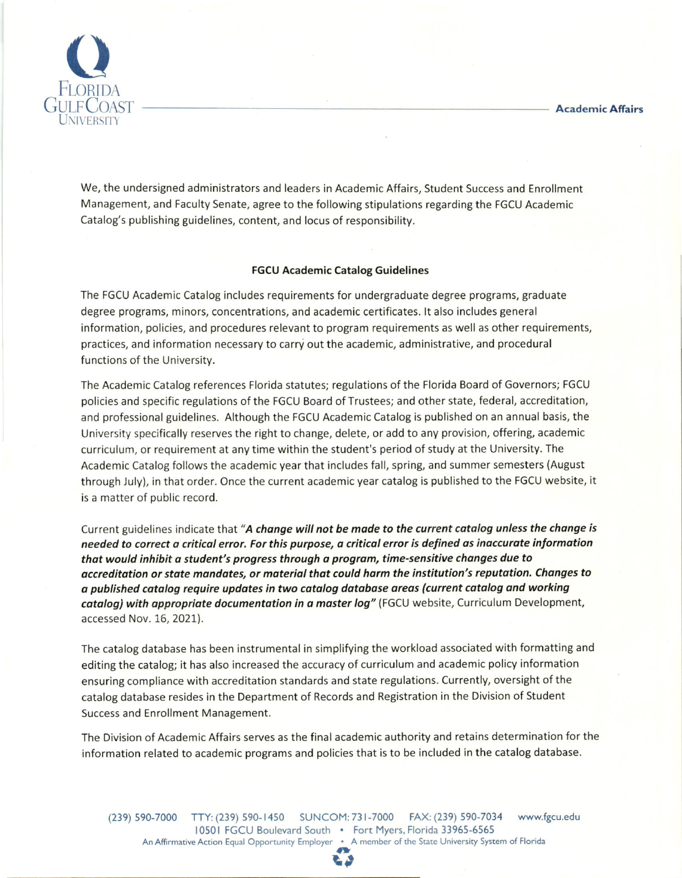We, the undersigned administrators and leaders in Academic Affairs, Student Success and Enrollment Management, and Faculty Senate, agree to the following stipulations regarding the FGCU Academic Catalog's publishing guidelines, content, and locus of responsibility.

## FGCU Academic Catalog Guidelines

The FGCU Academic Catalog includes requirements for undergraduate degree programs, graduate degree programs, minors, concentrations, and academic certificates. It also includes general information, policies, and procedures relevant to program requirements as well as other requirements, practices, and information necessary to carry out the academic, administrative, and procedural functions of the University.

The Academic Catalog references Florida statutes; regulations of the Florida Board of Governors; FGCU policies and specific regulations of the FGCU Board of Trustees; and other state, federal, accreditation, and professional guidelines. Although the FGCU Academic Catalog is published on an annual basis, the University specifically reserves the right to change, delete, or add to any provision, offering, academic curriculum, or requirement at any time within the student's period of study at the University. The Academic Catalog follows the academic year that includes fall, spring, and summer semesters (August through July), in that order. Once the current academic year catalog is published to the FGCU website, it is a matter of public record.

Current guidelines indicate that "***A change will not be made to the current catalog unless the change is needed to correct a critical error. For this purpose, a critical error is defined as inaccurate information that would inhibit a student's progress through a program, time-sensitive changes due to accreditation or state mandates, or material that could harm the institution's reputation. Changes to a published catalog require updates in two catalog database areas (current catalog and working catalog) with appropriate documentation in a master log***" (FGCU website, Curriculum Development, accessed Nov. 16, 2021).

The catalog database has been instrumental in simplifying the workload associated with formatting and editing the catalog; it has also increased the accuracy of curriculum and academic policy information ensuring compliance with accreditation standards and state regulations. Currently, oversight of the catalog database resides in the Department of Records and Registration in the Division of Student Success and Enrollment Management.

The Division of Academic Affairs serves as the final academic authority and retains determination for the information related to academic programs and policies that is to be included in the catalog database.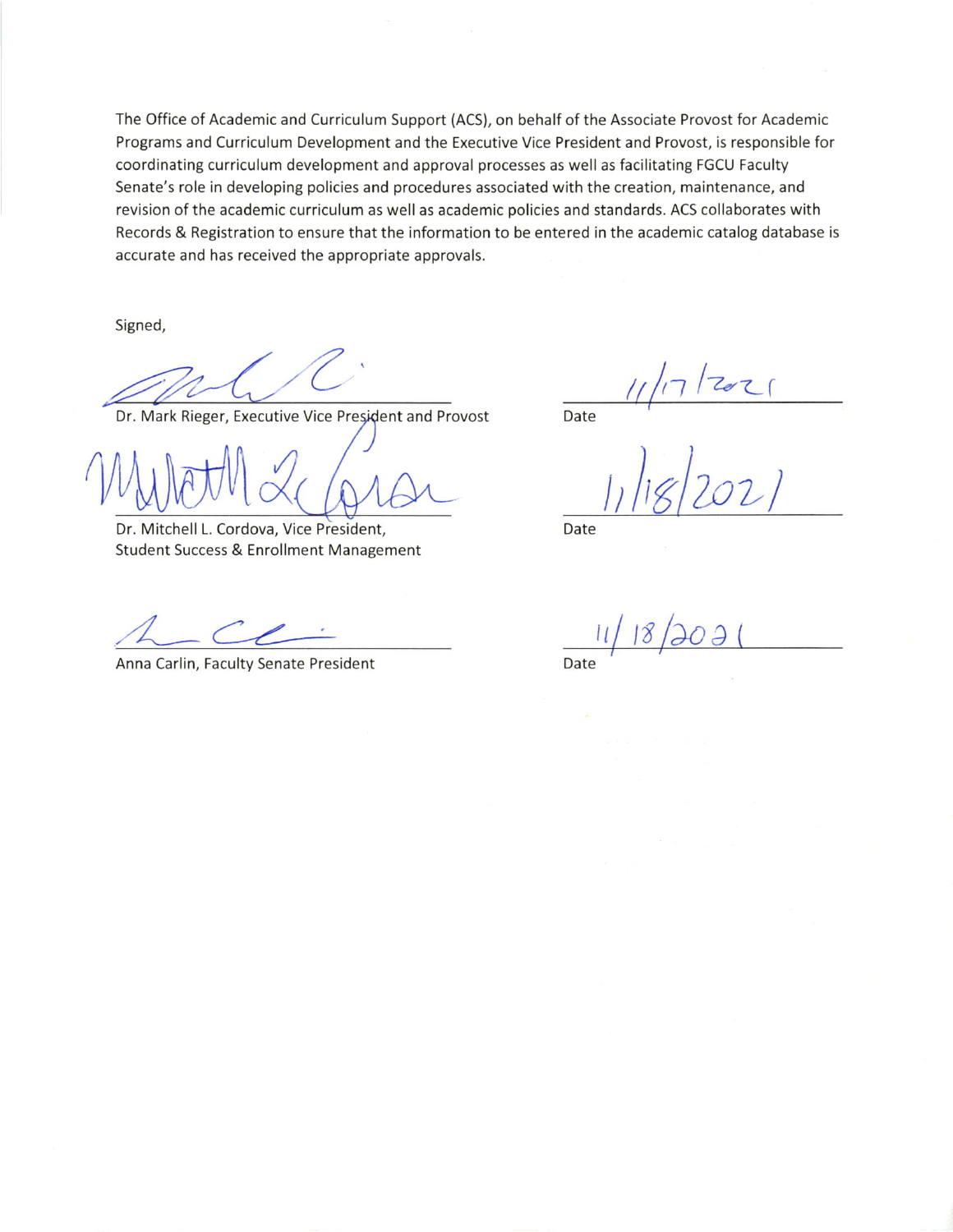The Office of Academic and Curriculum Support (ACS), on behalf of the Associate Provost for Academic Programs and Curriculum Development and the Executive Vice President and Provost, is responsible for coordinating curriculum development and approval processes as well as facilitating FGCU Faculty Senate's role in developing policies and procedures associated with the creation, maintenance, and revision of the academic curriculum as well as academic policies and standards. ACS collaborates with Records & Registration to ensure that the information to be entered in the academic catalog database is accurate and has received the appropriate approvals.

Signed,

Dr. Mark Rieger, Executive Vice President and Provost — Date: 11/17/2021

Dr. Mitchell L. Cordova, Vice President, Student Success & Enrollment Management — Date: 11/18/2021

Anna Carlin, Faculty Senate President — Date: 11/18/2021